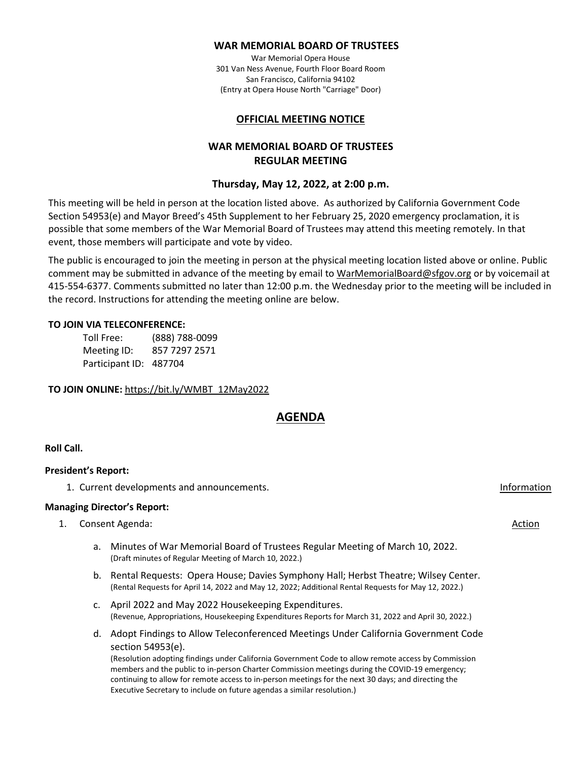**WAR MEMORIAL BOARD OF TRUSTEES**

War Memorial Opera House
301 Van Ness Avenue, Fourth Floor Board Room
San Francisco, California 94102
(Entry at Opera House North "Carriage" Door)

## OFFICIAL MEETING NOTICE

## WAR MEMORIAL BOARD OF TRUSTEES
## REGULAR MEETING

### Thursday, May 12, 2022, at 2:00 p.m.

This meeting will be held in person at the location listed above. As authorized by California Government Code Section 54953(e) and Mayor Breed's 45th Supplement to her February 25, 2020 emergency proclamation, it is possible that some members of the War Memorial Board of Trustees may attend this meeting remotely. In that event, those members will participate and vote by video.

The public is encouraged to join the meeting in person at the physical meeting location listed above or online. Public comment may be submitted in advance of the meeting by email to WarMemorialBoard@sfgov.org or by voicemail at 415-554-6377. Comments submitted no later than 12:00 p.m. the Wednesday prior to the meeting will be included in the record. Instructions for attending the meeting online are below.

**TO JOIN VIA TELECONFERENCE:**

Toll Free: (888) 788-0099
Meeting ID: 857 7297 2571
Participant ID: 487704

**TO JOIN ONLINE:** https://bit.ly/WMBT_12May2022

# AGENDA

**Roll Call.**

**President's Report:**

1. Current developments and announcements. — Information

**Managing Director's Report:**

1. Consent Agenda: — Action

   a. Minutes of War Memorial Board of Trustees Regular Meeting of March 10, 2022.
   (Draft minutes of Regular Meeting of March 10, 2022.)

   b. Rental Requests: Opera House; Davies Symphony Hall; Herbst Theatre; Wilsey Center.
   (Rental Requests for April 14, 2022 and May 12, 2022; Additional Rental Requests for May 12, 2022.)

   c. April 2022 and May 2022 Housekeeping Expenditures.
   (Revenue, Appropriations, Housekeeping Expenditures Reports for March 31, 2022 and April 30, 2022.)

   d. Adopt Findings to Allow Teleconferenced Meetings Under California Government Code section 54953(e).
   (Resolution adopting findings under California Government Code to allow remote access by Commission members and the public to in-person Charter Commission meetings during the COVID-19 emergency; continuing to allow for remote access to in-person meetings for the next 30 days; and directing the Executive Secretary to include on future agendas a similar resolution.)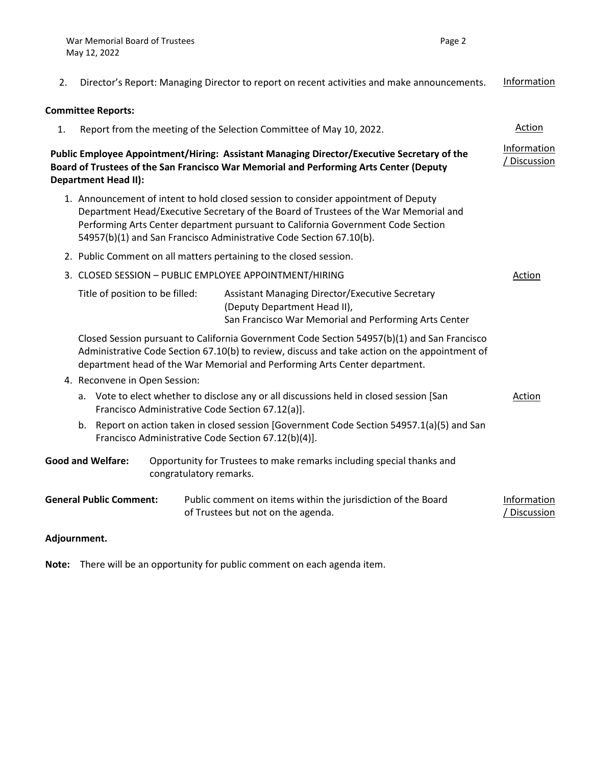2. Director's Report: Managing Director to report on recent activities and make announcements. Information

**Committee Reports:**

1. Report from the meeting of the Selection Committee of May 10, 2022. Action

**Public Employee Appointment/Hiring: Assistant Managing Director/Executive Secretary of the Board of Trustees of the San Francisco War Memorial and Performing Arts Center (Deputy Department Head II):** Information / Discussion

1. Announcement of intent to hold closed session to consider appointment of Deputy Department Head/Executive Secretary of the Board of Trustees of the War Memorial and Performing Arts Center department pursuant to California Government Code Section 54957(b)(1) and San Francisco Administrative Code Section 67.10(b).
2. Public Comment on all matters pertaining to the closed session.
3. CLOSED SESSION – PUBLIC EMPLOYEE APPOINTMENT/HIRING Action

   Title of position to be filled: Assistant Managing Director/Executive Secretary (Deputy Department Head II), San Francisco War Memorial and Performing Arts Center

   Closed Session pursuant to California Government Code Section 54957(b)(1) and San Francisco Administrative Code Section 67.10(b) to review, discuss and take action on the appointment of department head of the War Memorial and Performing Arts Center department.
4. Reconvene in Open Session:
   a. Vote to elect whether to disclose any or all discussions held in closed session [San Francisco Administrative Code Section 67.12(a)]. Action
   b. Report on action taken in closed session [Government Code Section 54957.1(a)(5) and San Francisco Administrative Code Section 67.12(b)(4)].

**Good and Welfare:** Opportunity for Trustees to make remarks including special thanks and congratulatory remarks.

**General Public Comment:** Public comment on items within the jurisdiction of the Board of Trustees but not on the agenda. Information / Discussion

**Adjournment.**

**Note:** There will be an opportunity for public comment on each agenda item.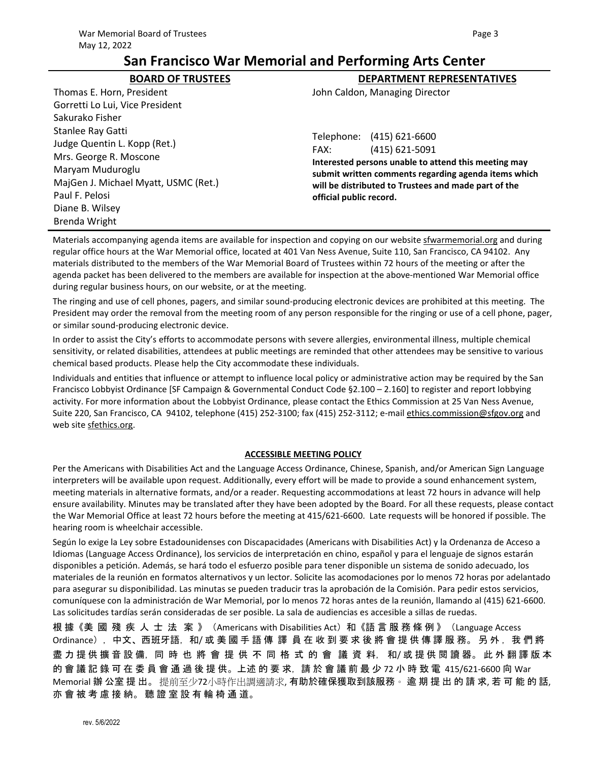# San Francisco War Memorial and Performing Arts Center

| BOARD OF TRUSTEES | DEPARTMENT REPRESENTATIVES |
|---|---|
| Thomas E. Horn, President | John Caldon, Managing Director |
| Gorretti Lo Lui, Vice President | |
| Sakurako Fisher | |
| Stanlee Ray Gatti | Telephone: (415) 621-6600 |
| Judge Quentin L. Kopp (Ret.) | FAX: (415) 621-5091 |
| Mrs. George R. Moscone | **Interested persons unable to attend this meeting may submit written comments regarding agenda items which will be distributed to Trustees and made part of the official public record.** |
| Maryam Muduroglu | |
| MajGen J. Michael Myatt, USMC (Ret.) | |
| Paul F. Pelosi | |
| Diane B. Wilsey | |
| Brenda Wright | |

Materials accompanying agenda items are available for inspection and copying on our website sfwarmemorial.org and during regular office hours at the War Memorial office, located at 401 Van Ness Avenue, Suite 110, San Francisco, CA 94102. Any materials distributed to the members of the War Memorial Board of Trustees within 72 hours of the meeting or after the agenda packet has been delivered to the members are available for inspection at the above-mentioned War Memorial office during regular business hours, on our website, or at the meeting.

The ringing and use of cell phones, pagers, and similar sound-producing electronic devices are prohibited at this meeting. The President may order the removal from the meeting room of any person responsible for the ringing or use of a cell phone, pager, or similar sound-producing electronic device.

In order to assist the City's efforts to accommodate persons with severe allergies, environmental illness, multiple chemical sensitivity, or related disabilities, attendees at public meetings are reminded that other attendees may be sensitive to various chemical based products. Please help the City accommodate these individuals.

Individuals and entities that influence or attempt to influence local policy or administrative action may be required by the San Francisco Lobbyist Ordinance [SF Campaign & Governmental Conduct Code §2.100 – 2.160] to register and report lobbying activity. For more information about the Lobbyist Ordinance, please contact the Ethics Commission at 25 Van Ness Avenue, Suite 220, San Francisco, CA 94102, telephone (415) 252-3100; fax (415) 252-3112; e-mail ethics.commission@sfgov.org and web site sfethics.org.

## ACCESSIBLE MEETING POLICY

Per the Americans with Disabilities Act and the Language Access Ordinance, Chinese, Spanish, and/or American Sign Language interpreters will be available upon request. Additionally, every effort will be made to provide a sound enhancement system, meeting materials in alternative formats, and/or a reader. Requesting accommodations at least 72 hours in advance will help ensure availability. Minutes may be translated after they have been adopted by the Board. For all these requests, please contact the War Memorial Office at least 72 hours before the meeting at 415/621-6600. Late requests will be honored if possible. The hearing room is wheelchair accessible.

Según lo exige la Ley sobre Estadounidenses con Discapacidades (Americans with Disabilities Act) y la Ordenanza de Acceso a Idiomas (Language Access Ordinance), los servicios de interpretación en chino, español y para el lenguaje de signos estarán disponibles a petición. Además, se hará todo el esfuerzo posible para tener disponible un sistema de sonido adecuado, los materiales de la reunión en formatos alternativos y un lector. Solicite las acomodaciones por lo menos 72 horas por adelantado para asegurar su disponibilidad. Las minutas se pueden traducir tras la aprobación de la Comisión. Para pedir estos servicios, comuníquese con la administración de War Memorial, por lo menos 72 horas antes de la reunión, llamando al (415) 621-6600. Las solicitudes tardías serán consideradas de ser posible. La sala de audiencias es accesible a sillas de ruedas.

**根據《美國殘疾人士法案》**（Americans with Disabilities Act）**和《語言服務條例》**（Language Access Ordinance），**中文、西班牙語，和/或美國手語傳譯員在收到要求後將會提供傳譯服務。另外，我們將盡力提供擴音設備，同時也將會提供不同格式的會議資料，和/或提供閱讀器。此外翻譯版本的會議記錄可在委員會通過後提供。上述的要求，請於會議前最少72小時致電 415/621-6600 向 War Memorial 辦公室提出。** 提前至少72小時作出調適請求, **有助於確保獲取到該服務。逾期提出的請求,若可能的話,亦會被考慮接納。聽證室設有輪椅通道。**

rev. 5/6/2022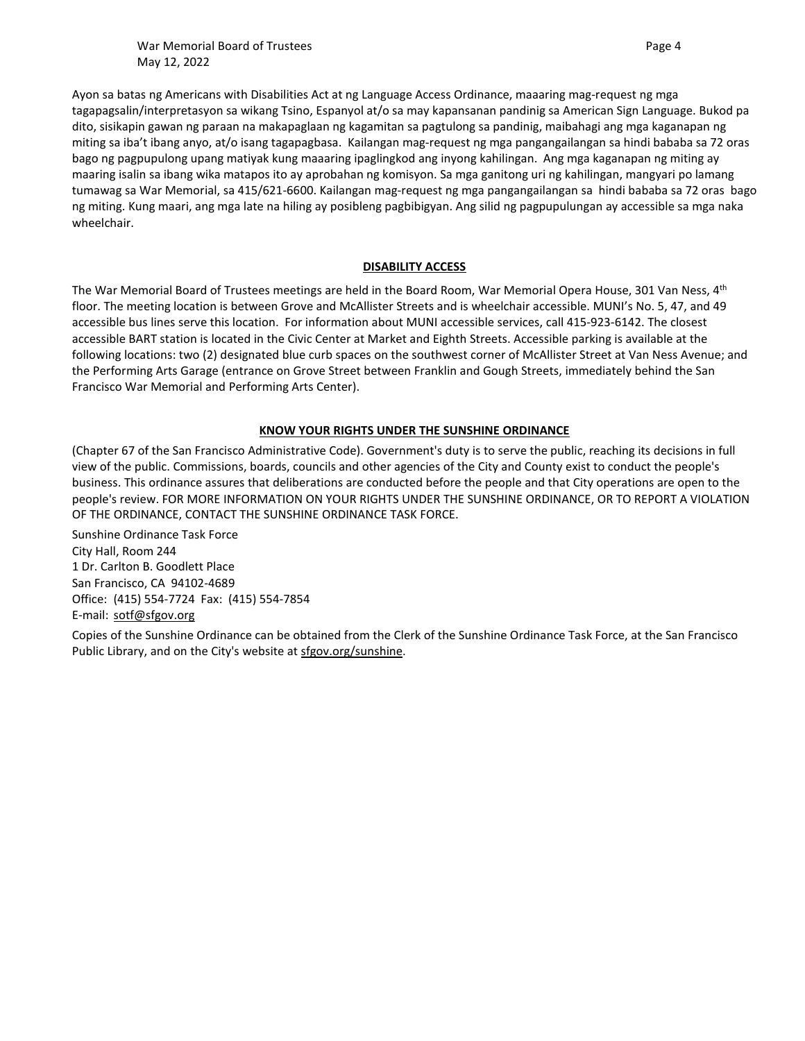Ayon sa batas ng Americans with Disabilities Act at ng Language Access Ordinance, maaaring mag-request ng mga tagapagsalin/interpretasyon sa wikang Tsino, Espanyol at/o sa may kapansanan pandinig sa American Sign Language. Bukod pa dito, sisikapin gawan ng paraan na makapaglaan ng kagamitan sa pagtulong sa pandinig, maibahagi ang mga kaganapan ng miting sa iba't ibang anyo, at/o isang tagapagbasa. Kailangan mag-request ng mga pangangailangan sa hindi bababa sa 72 oras bago ng pagpupulong upang matiyak kung maaaring ipaglingkod ang inyong kahilingan. Ang mga kaganapan ng miting ay maaring isalin sa ibang wika matapos ito ay aprobahan ng komisyon. Sa mga ganitong uri ng kahilingan, mangyari po lamang tumawag sa War Memorial, sa 415/621-6600. Kailangan mag-request ng mga pangangailangan sa hindi bababa sa 72 oras bago ng miting. Kung maari, ang mga late na hiling ay posibleng pagbibigyan. Ang silid ng pagpupulungan ay accessible sa mga naka wheelchair.

## DISABILITY ACCESS

The War Memorial Board of Trustees meetings are held in the Board Room, War Memorial Opera House, 301 Van Ness, 4th floor. The meeting location is between Grove and McAllister Streets and is wheelchair accessible. MUNI's No. 5, 47, and 49 accessible bus lines serve this location. For information about MUNI accessible services, call 415-923-6142. The closest accessible BART station is located in the Civic Center at Market and Eighth Streets. Accessible parking is available at the following locations: two (2) designated blue curb spaces on the southwest corner of McAllister Street at Van Ness Avenue; and the Performing Arts Garage (entrance on Grove Street between Franklin and Gough Streets, immediately behind the San Francisco War Memorial and Performing Arts Center).

## KNOW YOUR RIGHTS UNDER THE SUNSHINE ORDINANCE

(Chapter 67 of the San Francisco Administrative Code). Government's duty is to serve the public, reaching its decisions in full view of the public. Commissions, boards, councils and other agencies of the City and County exist to conduct the people's business. This ordinance assures that deliberations are conducted before the people and that City operations are open to the people's review. FOR MORE INFORMATION ON YOUR RIGHTS UNDER THE SUNSHINE ORDINANCE, OR TO REPORT A VIOLATION OF THE ORDINANCE, CONTACT THE SUNSHINE ORDINANCE TASK FORCE.

Sunshine Ordinance Task Force
City Hall, Room 244
1 Dr. Carlton B. Goodlett Place
San Francisco, CA 94102-4689
Office: (415) 554-7724 Fax: (415) 554-7854
E-mail: sotf@sfgov.org

Copies of the Sunshine Ordinance can be obtained from the Clerk of the Sunshine Ordinance Task Force, at the San Francisco Public Library, and on the City's website at sfgov.org/sunshine.